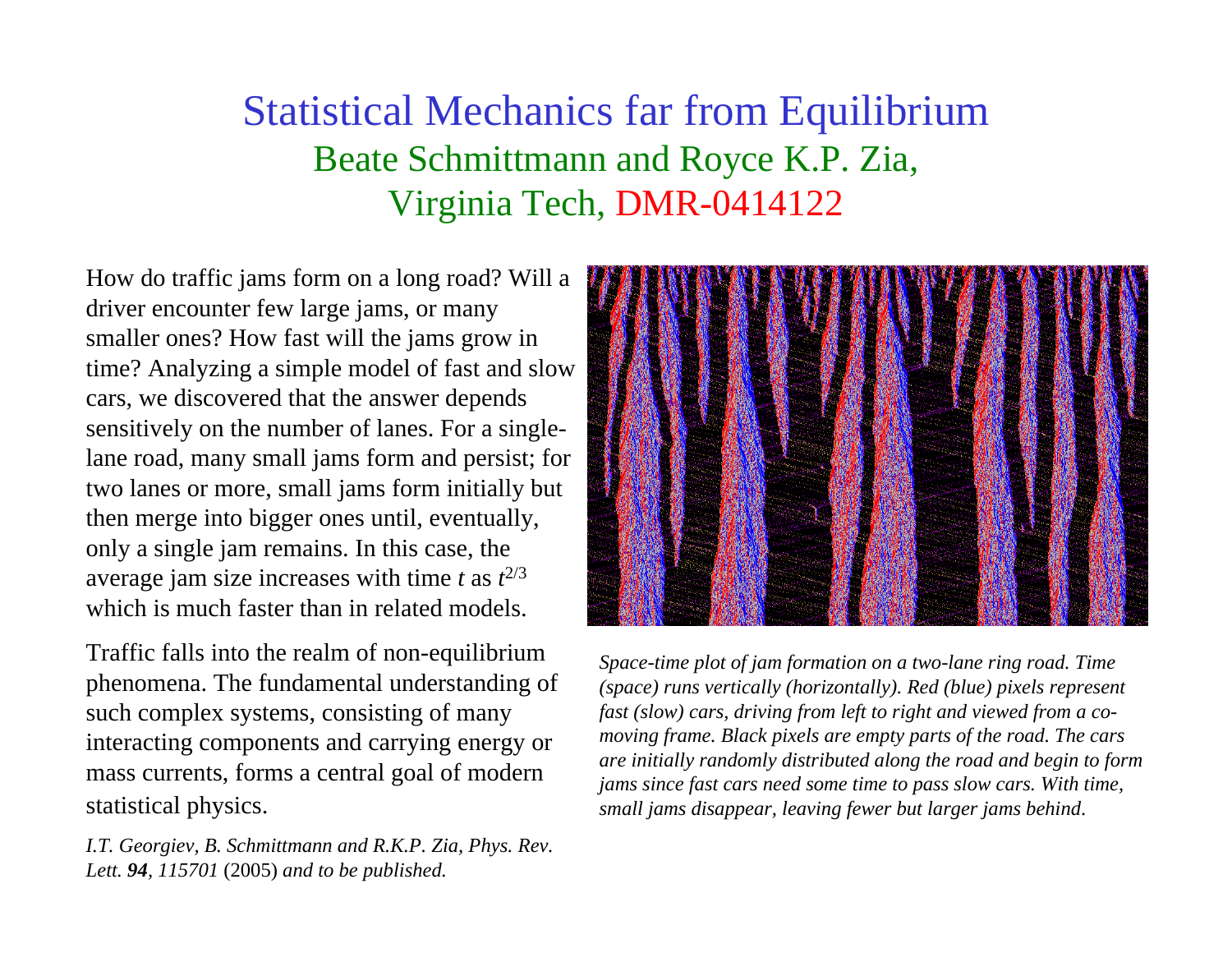# Statistical Mechanics far from Equilibrium

## Beate Schmittmann and Royce K.P. Zia, Virginia Tech, DMR-0414122

How do traffic jams form on a long road? Will a driver encounter few large jams, or many smaller ones? How fast will the jams grow in time? Analyzing a simple model of fast and slow cars, we discovered that the answer depends sensitively on the number of lanes. For a single-lane road, many small jams form and persist; for two lanes or more, small jams form initially but then merge into bigger ones until, eventually, only a single jam remains. In this case, the average jam size increases with time $t$ as $t^{2/3}$ which is much faster than in related models.

Traffic falls into the realm of non-equilibrium phenomena. The fundamental understanding of such complex systems, consisting of many interacting components and carrying energy or mass currents, forms a central goal of modern statistical physics.

*I.T. Georgiev, B. Schmittmann and R.K.P. Zia, Phys. Rev. Lett.* ***94****, 115701* (2005) *and to be published.*

*Space-time plot of jam formation on a two-lane ring road. Time (space) runs vertically (horizontally). Red (blue) pixels represent fast (slow) cars, driving from left to right and viewed from a co-moving frame. Black pixels are empty parts of the road. The cars are initially randomly distributed along the road and begin to form jams since fast cars need some time to pass slow cars. With time, small jams disappear, leaving fewer but larger jams behind.*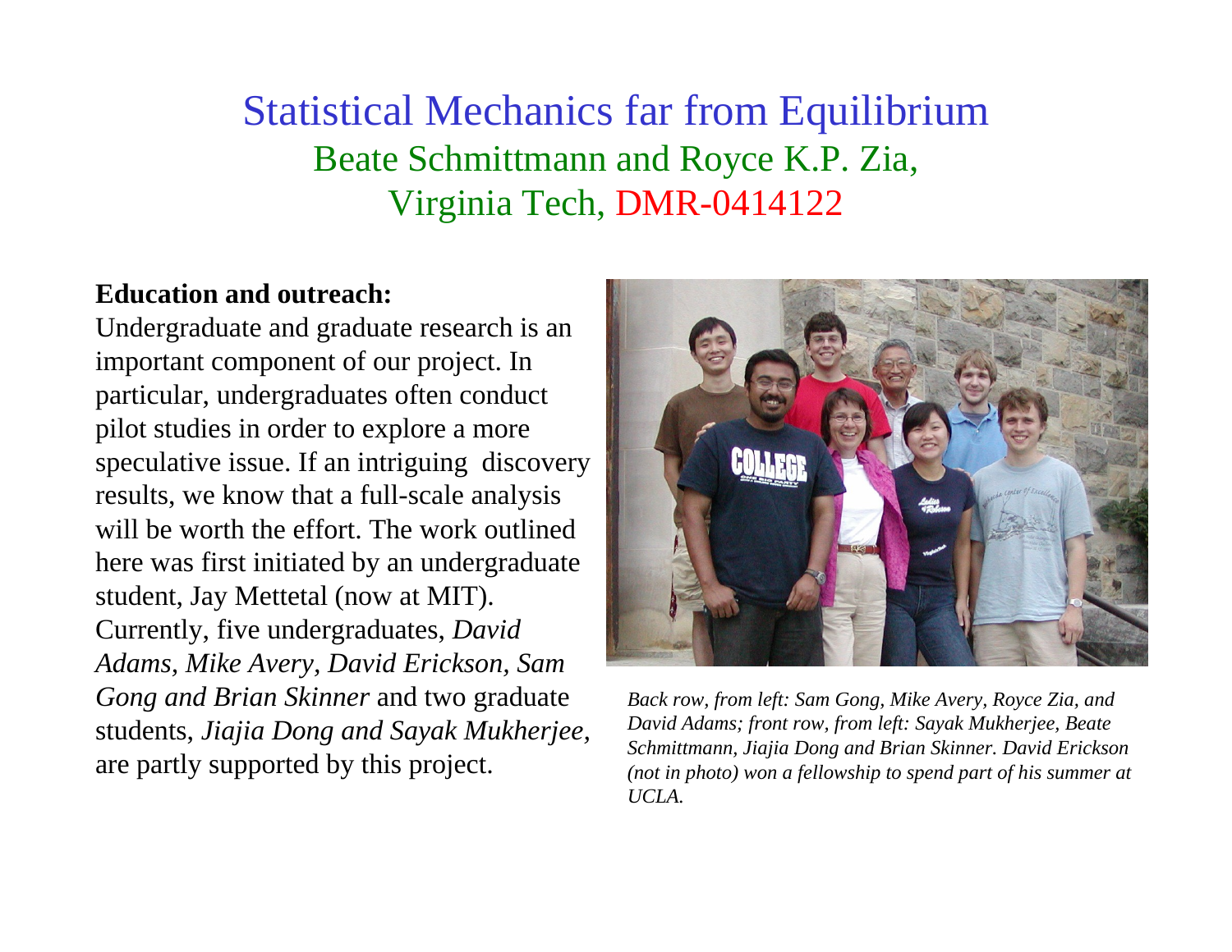# Statistical Mechanics far from Equilibrium

## Beate Schmittmann and Royce K.P. Zia, Virginia Tech, DMR-0414122

**Education and outreach:**

Undergraduate and graduate research is an important component of our project. In particular, undergraduates often conduct pilot studies in order to explore a more speculative issue. If an intriguing discovery results, we know that a full-scale analysis will be worth the effort. The work outlined here was first initiated by an undergraduate student, Jay Mettetal (now at MIT). Currently, five undergraduates, *David Adams, Mike Avery, David Erickson, Sam Gong and Brian Skinner* and two graduate students, *Jiajia Dong and Sayak Mukherjee*, are partly supported by this project.

*Back row, from left: Sam Gong, Mike Avery, Royce Zia, and David Adams; front row, from left: Sayak Mukherjee, Beate Schmittmann, Jiajia Dong and Brian Skinner. David Erickson (not in photo) won a fellowship to spend part of his summer at UCLA.*